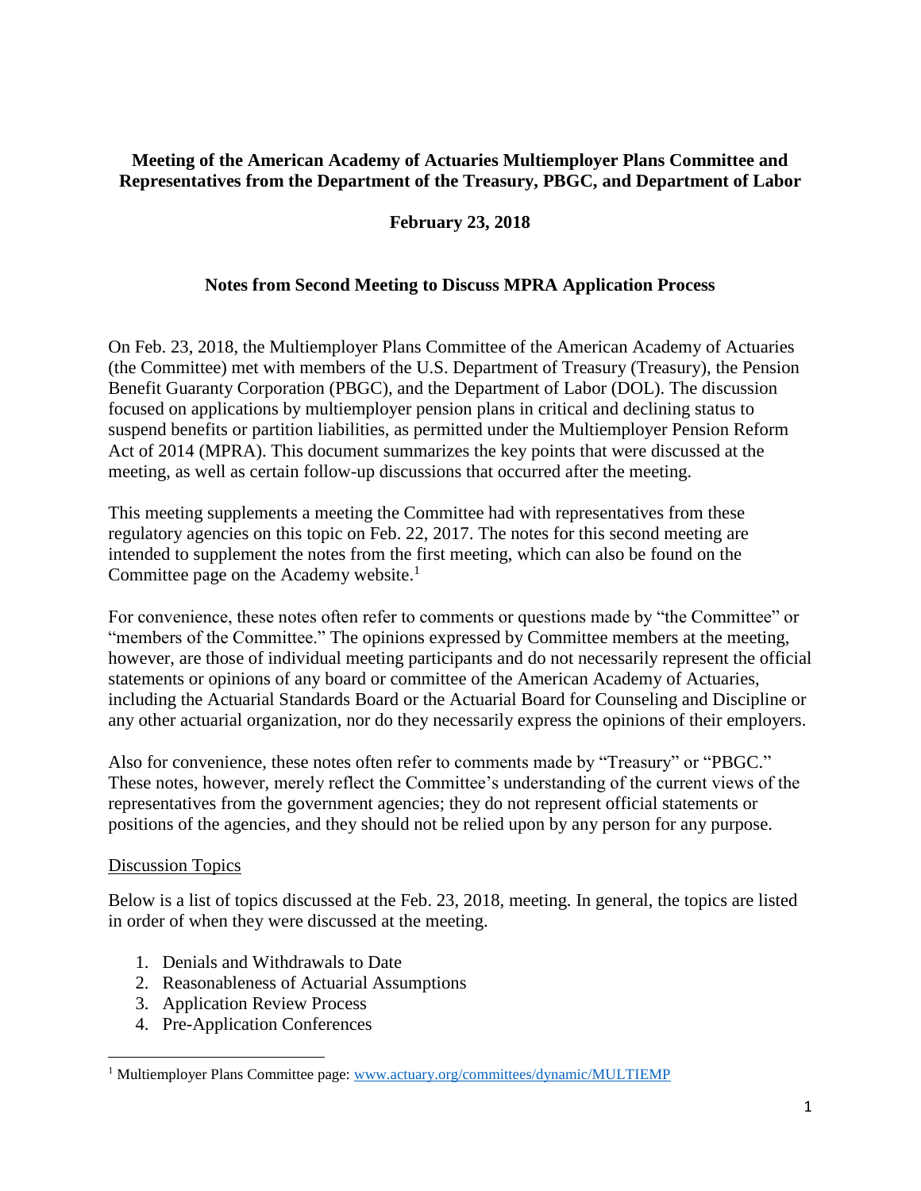**Meeting of the American Academy of Actuaries Multiemployer Plans Committee and Representatives from the Department of the Treasury, PBGC, and Department of Labor**

**February 23, 2018**

**Notes from Second Meeting to Discuss MPRA Application Process**

On Feb. 23, 2018, the Multiemployer Plans Committee of the American Academy of Actuaries (the Committee) met with members of the U.S. Department of Treasury (Treasury), the Pension Benefit Guaranty Corporation (PBGC), and the Department of Labor (DOL). The discussion focused on applications by multiemployer pension plans in critical and declining status to suspend benefits or partition liabilities, as permitted under the Multiemployer Pension Reform Act of 2014 (MPRA). This document summarizes the key points that were discussed at the meeting, as well as certain follow-up discussions that occurred after the meeting.

This meeting supplements a meeting the Committee had with representatives from these regulatory agencies on this topic on Feb. 22, 2017. The notes for this second meeting are intended to supplement the notes from the first meeting, which can also be found on the Committee page on the Academy website.[1]

For convenience, these notes often refer to comments or questions made by "the Committee" or "members of the Committee." The opinions expressed by Committee members at the meeting, however, are those of individual meeting participants and do not necessarily represent the official statements or opinions of any board or committee of the American Academy of Actuaries, including the Actuarial Standards Board or the Actuarial Board for Counseling and Discipline or any other actuarial organization, nor do they necessarily express the opinions of their employers.

Also for convenience, these notes often refer to comments made by "Treasury" or "PBGC." These notes, however, merely reflect the Committee's understanding of the current views of the representatives from the government agencies; they do not represent official statements or positions of the agencies, and they should not be relied upon by any person for any purpose.

## Discussion Topics

Below is a list of topics discussed at the Feb. 23, 2018, meeting. In general, the topics are listed in order of when they were discussed at the meeting.

1. Denials and Withdrawals to Date
2. Reasonableness of Actuarial Assumptions
3. Application Review Process
4. Pre-Application Conferences

[1] Multiemployer Plans Committee page: www.actuary.org/committees/dynamic/MULTIEMP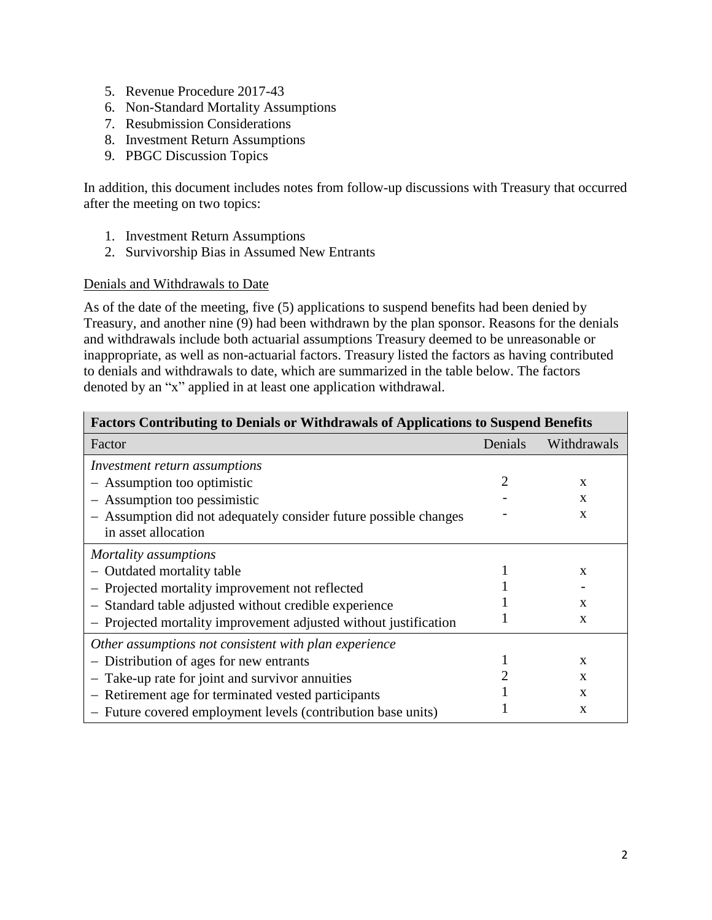5. Revenue Procedure 2017-43
6. Non-Standard Mortality Assumptions
7. Resubmission Considerations
8. Investment Return Assumptions
9. PBGC Discussion Topics

In addition, this document includes notes from follow-up discussions with Treasury that occurred after the meeting on two topics:

1. Investment Return Assumptions
2. Survivorship Bias in Assumed New Entrants

Denials and Withdrawals to Date

As of the date of the meeting, five (5) applications to suspend benefits had been denied by Treasury, and another nine (9) had been withdrawn by the plan sponsor. Reasons for the denials and withdrawals include both actuarial assumptions Treasury deemed to be unreasonable or inappropriate, as well as non-actuarial factors. Treasury listed the factors as having contributed to denials and withdrawals to date, which are summarized in the table below. The factors denoted by an "x" applied in at least one application withdrawal.

| **Factors Contributing to Denials or Withdrawals of Applications to Suspend Benefits** | | |
|---|---|---|
| Factor | Denials | Withdrawals |
| *Investment return assumptions* | | |
| – Assumption too optimistic | 2 | x |
| – Assumption too pessimistic | - | x |
| – Assumption did not adequately consider future possible changes in asset allocation | - | x |
| *Mortality assumptions* | | |
| – Outdated mortality table | 1 | x |
| – Projected mortality improvement not reflected | 1 | - |
| – Standard table adjusted without credible experience | 1 | x |
| – Projected mortality improvement adjusted without justification | 1 | x |
| *Other assumptions not consistent with plan experience* | | |
| – Distribution of ages for new entrants | 1 | x |
| – Take-up rate for joint and survivor annuities | 2 | x |
| – Retirement age for terminated vested participants | 1 | x |
| – Future covered employment levels (contribution base units) | 1 | x |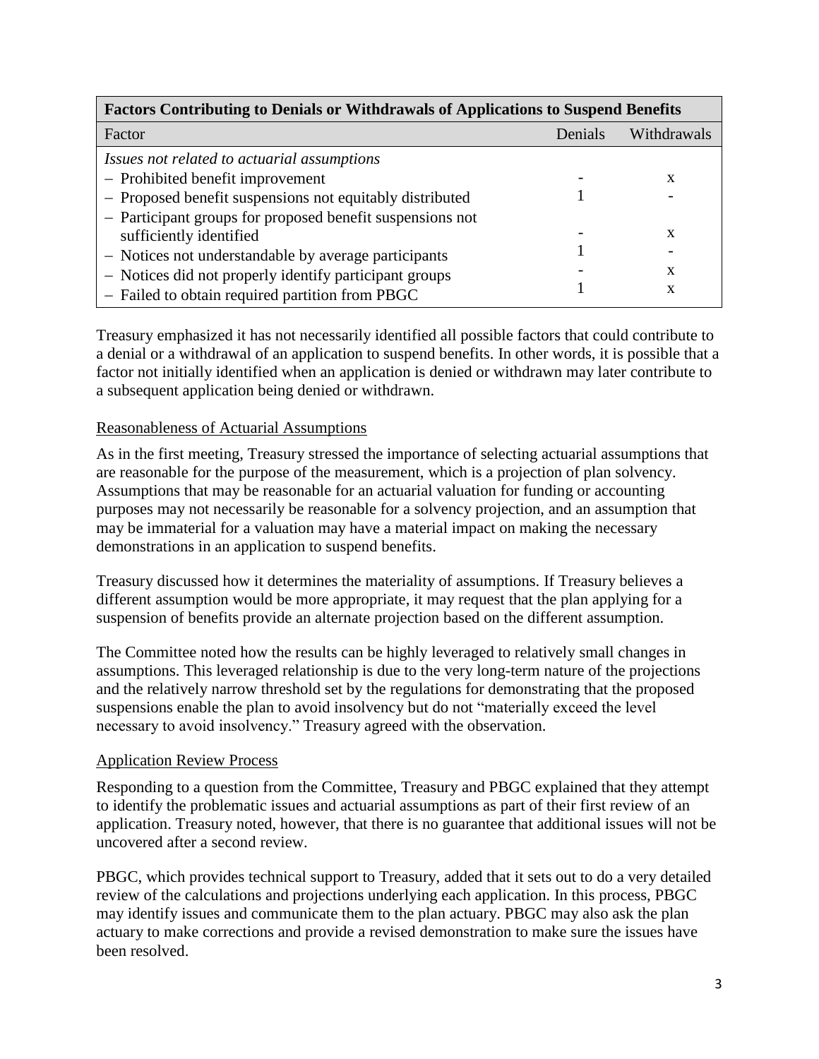| Factors Contributing to Denials or Withdrawals of Applications to Suspend Benefits | | |
|---|---|---|
| Factor | Denials | Withdrawals |
| *Issues not related to actuarial assumptions* | | |
| – Prohibited benefit improvement | - | x |
| – Proposed benefit suspensions not equitably distributed | 1 | - |
| – Participant groups for proposed benefit suspensions not sufficiently identified | - | x |
| – Notices not understandable by average participants | 1 | - |
| – Notices did not properly identify participant groups | - | x |
| – Failed to obtain required partition from PBGC | 1 | x |

Treasury emphasized it has not necessarily identified all possible factors that could contribute to a denial or a withdrawal of an application to suspend benefits. In other words, it is possible that a factor not initially identified when an application is denied or withdrawn may later contribute to a subsequent application being denied or withdrawn.

## Reasonableness of Actuarial Assumptions

As in the first meeting, Treasury stressed the importance of selecting actuarial assumptions that are reasonable for the purpose of the measurement, which is a projection of plan solvency. Assumptions that may be reasonable for an actuarial valuation for funding or accounting purposes may not necessarily be reasonable for a solvency projection, and an assumption that may be immaterial for a valuation may have a material impact on making the necessary demonstrations in an application to suspend benefits.

Treasury discussed how it determines the materiality of assumptions. If Treasury believes a different assumption would be more appropriate, it may request that the plan applying for a suspension of benefits provide an alternate projection based on the different assumption.

The Committee noted how the results can be highly leveraged to relatively small changes in assumptions. This leveraged relationship is due to the very long-term nature of the projections and the relatively narrow threshold set by the regulations for demonstrating that the proposed suspensions enable the plan to avoid insolvency but do not "materially exceed the level necessary to avoid insolvency." Treasury agreed with the observation.

## Application Review Process

Responding to a question from the Committee, Treasury and PBGC explained that they attempt to identify the problematic issues and actuarial assumptions as part of their first review of an application. Treasury noted, however, that there is no guarantee that additional issues will not be uncovered after a second review.

PBGC, which provides technical support to Treasury, added that it sets out to do a very detailed review of the calculations and projections underlying each application. In this process, PBGC may identify issues and communicate them to the plan actuary. PBGC may also ask the plan actuary to make corrections and provide a revised demonstration to make sure the issues have been resolved.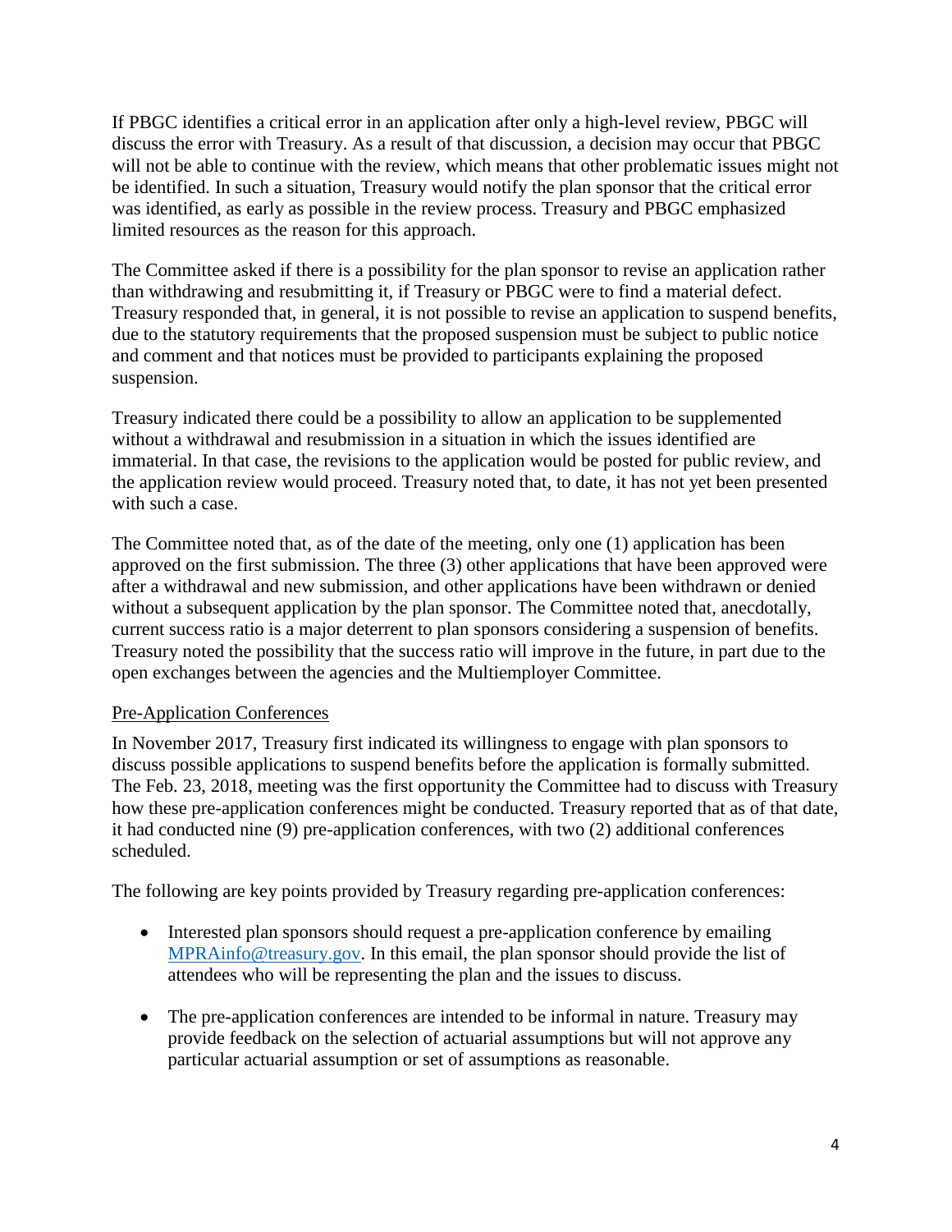If PBGC identifies a critical error in an application after only a high-level review, PBGC will discuss the error with Treasury. As a result of that discussion, a decision may occur that PBGC will not be able to continue with the review, which means that other problematic issues might not be identified. In such a situation, Treasury would notify the plan sponsor that the critical error was identified, as early as possible in the review process. Treasury and PBGC emphasized limited resources as the reason for this approach.

The Committee asked if there is a possibility for the plan sponsor to revise an application rather than withdrawing and resubmitting it, if Treasury or PBGC were to find a material defect. Treasury responded that, in general, it is not possible to revise an application to suspend benefits, due to the statutory requirements that the proposed suspension must be subject to public notice and comment and that notices must be provided to participants explaining the proposed suspension.

Treasury indicated there could be a possibility to allow an application to be supplemented without a withdrawal and resubmission in a situation in which the issues identified are immaterial. In that case, the revisions to the application would be posted for public review, and the application review would proceed. Treasury noted that, to date, it has not yet been presented with such a case.

The Committee noted that, as of the date of the meeting, only one (1) application has been approved on the first submission. The three (3) other applications that have been approved were after a withdrawal and new submission, and other applications have been withdrawn or denied without a subsequent application by the plan sponsor. The Committee noted that, anecdotally, current success ratio is a major deterrent to plan sponsors considering a suspension of benefits. Treasury noted the possibility that the success ratio will improve in the future, in part due to the open exchanges between the agencies and the Multiemployer Committee.

Pre-Application Conferences

In November 2017, Treasury first indicated its willingness to engage with plan sponsors to discuss possible applications to suspend benefits before the application is formally submitted. The Feb. 23, 2018, meeting was the first opportunity the Committee had to discuss with Treasury how these pre-application conferences might be conducted. Treasury reported that as of that date, it had conducted nine (9) pre-application conferences, with two (2) additional conferences scheduled.

The following are key points provided by Treasury regarding pre-application conferences:

- Interested plan sponsors should request a pre-application conference by emailing MPRAinfo@treasury.gov. In this email, the plan sponsor should provide the list of attendees who will be representing the plan and the issues to discuss.

- The pre-application conferences are intended to be informal in nature. Treasury may provide feedback on the selection of actuarial assumptions but will not approve any particular actuarial assumption or set of assumptions as reasonable.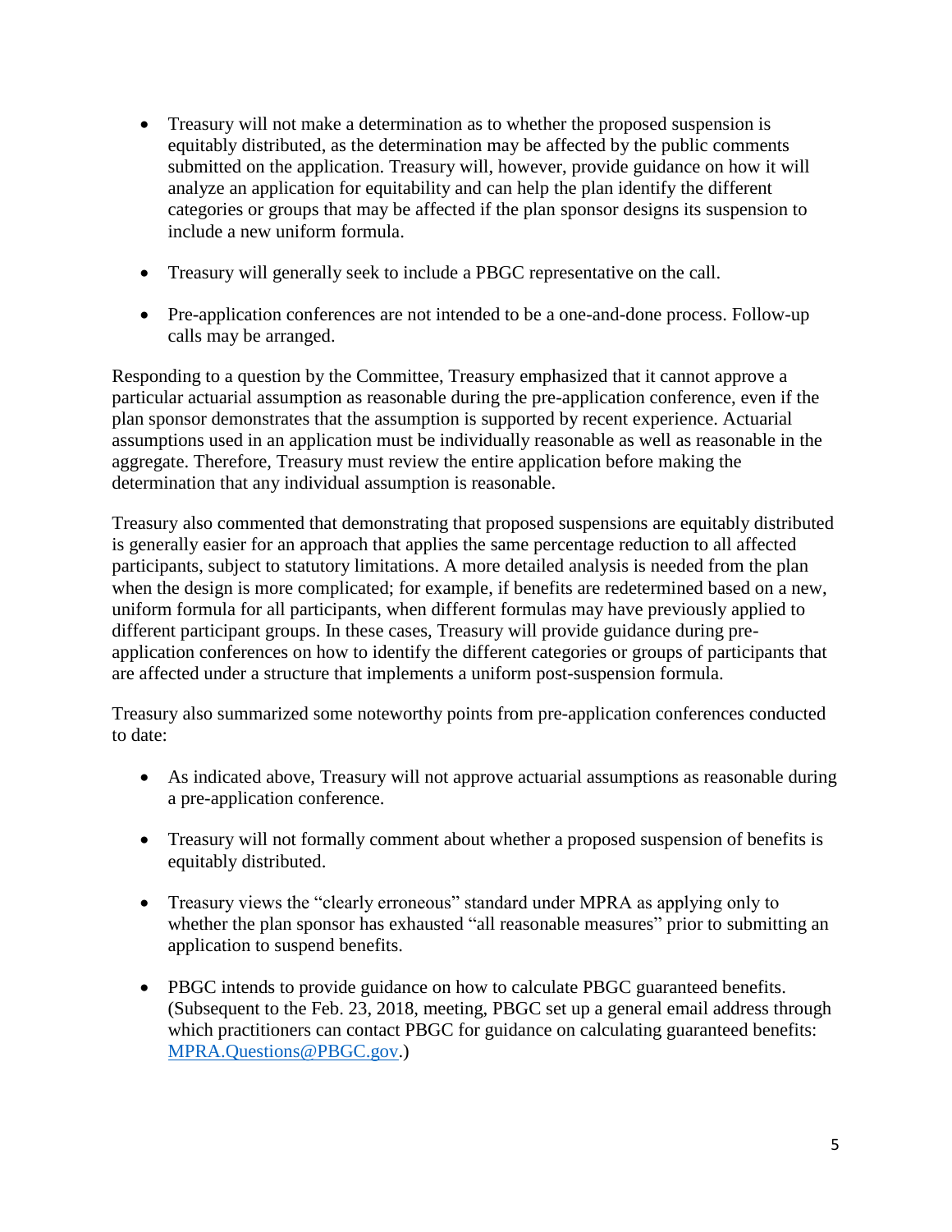- Treasury will not make a determination as to whether the proposed suspension is equitably distributed, as the determination may be affected by the public comments submitted on the application. Treasury will, however, provide guidance on how it will analyze an application for equitability and can help the plan identify the different categories or groups that may be affected if the plan sponsor designs its suspension to include a new uniform formula.

- Treasury will generally seek to include a PBGC representative on the call.

- Pre-application conferences are not intended to be a one-and-done process. Follow-up calls may be arranged.

Responding to a question by the Committee, Treasury emphasized that it cannot approve a particular actuarial assumption as reasonable during the pre-application conference, even if the plan sponsor demonstrates that the assumption is supported by recent experience. Actuarial assumptions used in an application must be individually reasonable as well as reasonable in the aggregate. Therefore, Treasury must review the entire application before making the determination that any individual assumption is reasonable.

Treasury also commented that demonstrating that proposed suspensions are equitably distributed is generally easier for an approach that applies the same percentage reduction to all affected participants, subject to statutory limitations. A more detailed analysis is needed from the plan when the design is more complicated; for example, if benefits are redetermined based on a new, uniform formula for all participants, when different formulas may have previously applied to different participant groups. In these cases, Treasury will provide guidance during pre-application conferences on how to identify the different categories or groups of participants that are affected under a structure that implements a uniform post-suspension formula.

Treasury also summarized some noteworthy points from pre-application conferences conducted to date:

- As indicated above, Treasury will not approve actuarial assumptions as reasonable during a pre-application conference.

- Treasury will not formally comment about whether a proposed suspension of benefits is equitably distributed.

- Treasury views the "clearly erroneous" standard under MPRA as applying only to whether the plan sponsor has exhausted "all reasonable measures" prior to submitting an application to suspend benefits.

- PBGC intends to provide guidance on how to calculate PBGC guaranteed benefits. (Subsequent to the Feb. 23, 2018, meeting, PBGC set up a general email address through which practitioners can contact PBGC for guidance on calculating guaranteed benefits: MPRA.Questions@PBGC.gov.)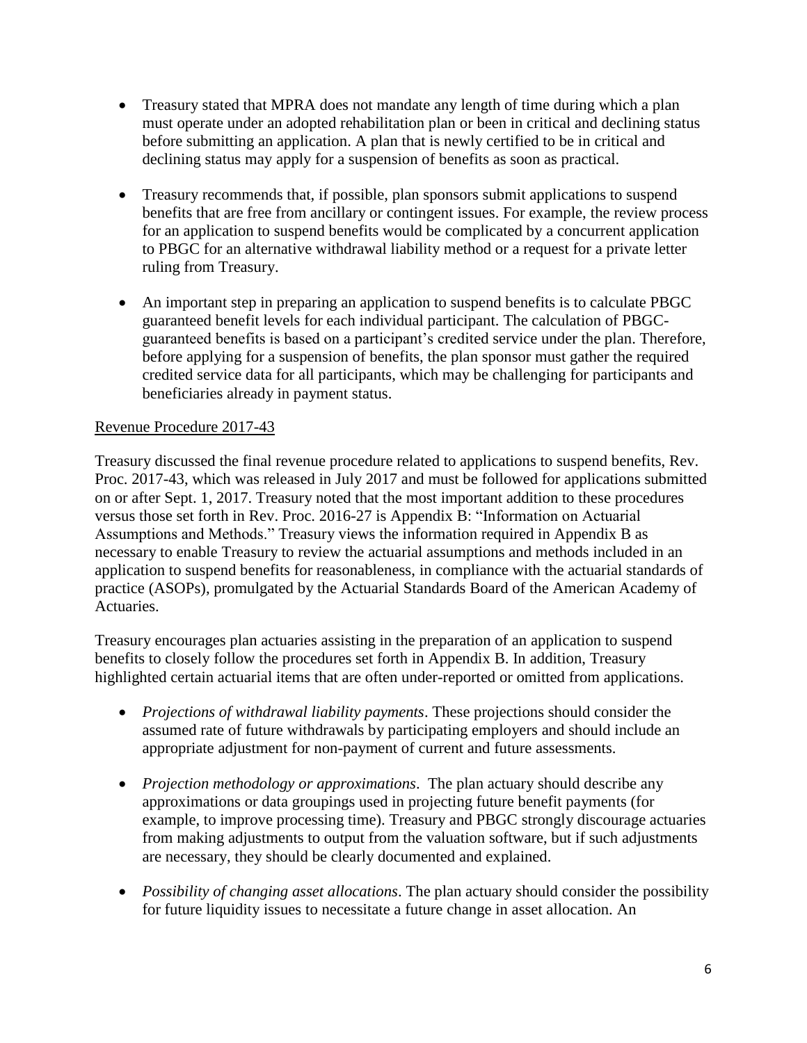- Treasury stated that MPRA does not mandate any length of time during which a plan must operate under an adopted rehabilitation plan or been in critical and declining status before submitting an application. A plan that is newly certified to be in critical and declining status may apply for a suspension of benefits as soon as practical.

- Treasury recommends that, if possible, plan sponsors submit applications to suspend benefits that are free from ancillary or contingent issues. For example, the review process for an application to suspend benefits would be complicated by a concurrent application to PBGC for an alternative withdrawal liability method or a request for a private letter ruling from Treasury.

- An important step in preparing an application to suspend benefits is to calculate PBGC guaranteed benefit levels for each individual participant. The calculation of PBGC-guaranteed benefits is based on a participant's credited service under the plan. Therefore, before applying for a suspension of benefits, the plan sponsor must gather the required credited service data for all participants, which may be challenging for participants and beneficiaries already in payment status.

<u>Revenue Procedure 2017-43</u>

Treasury discussed the final revenue procedure related to applications to suspend benefits, Rev. Proc. 2017-43, which was released in July 2017 and must be followed for applications submitted on or after Sept. 1, 2017. Treasury noted that the most important addition to these procedures versus those set forth in Rev. Proc. 2016-27 is Appendix B: "Information on Actuarial Assumptions and Methods." Treasury views the information required in Appendix B as necessary to enable Treasury to review the actuarial assumptions and methods included in an application to suspend benefits for reasonableness, in compliance with the actuarial standards of practice (ASOPs), promulgated by the Actuarial Standards Board of the American Academy of Actuaries.

Treasury encourages plan actuaries assisting in the preparation of an application to suspend benefits to closely follow the procedures set forth in Appendix B. In addition, Treasury highlighted certain actuarial items that are often under-reported or omitted from applications.

- *Projections of withdrawal liability payments*. These projections should consider the assumed rate of future withdrawals by participating employers and should include an appropriate adjustment for non-payment of current and future assessments.

- *Projection methodology or approximations*. The plan actuary should describe any approximations or data groupings used in projecting future benefit payments (for example, to improve processing time). Treasury and PBGC strongly discourage actuaries from making adjustments to output from the valuation software, but if such adjustments are necessary, they should be clearly documented and explained.

- *Possibility of changing asset allocations*. The plan actuary should consider the possibility for future liquidity issues to necessitate a future change in asset allocation. An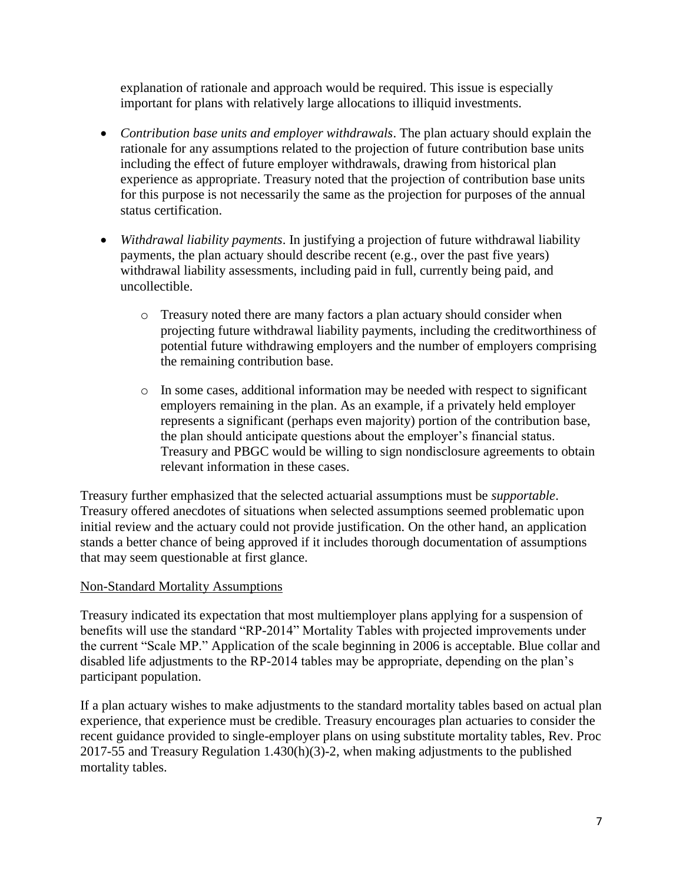explanation of rationale and approach would be required. This issue is especially important for plans with relatively large allocations to illiquid investments.

- *Contribution base units and employer withdrawals*. The plan actuary should explain the rationale for any assumptions related to the projection of future contribution base units including the effect of future employer withdrawals, drawing from historical plan experience as appropriate. Treasury noted that the projection of contribution base units for this purpose is not necessarily the same as the projection for purposes of the annual status certification.
- *Withdrawal liability payments*. In justifying a projection of future withdrawal liability payments, the plan actuary should describe recent (e.g., over the past five years) withdrawal liability assessments, including paid in full, currently being paid, and uncollectible.
  - Treasury noted there are many factors a plan actuary should consider when projecting future withdrawal liability payments, including the creditworthiness of potential future withdrawing employers and the number of employers comprising the remaining contribution base.
  - In some cases, additional information may be needed with respect to significant employers remaining in the plan. As an example, if a privately held employer represents a significant (perhaps even majority) portion of the contribution base, the plan should anticipate questions about the employer's financial status. Treasury and PBGC would be willing to sign nondisclosure agreements to obtain relevant information in these cases.

Treasury further emphasized that the selected actuarial assumptions must be *supportable*. Treasury offered anecdotes of situations when selected assumptions seemed problematic upon initial review and the actuary could not provide justification. On the other hand, an application stands a better chance of being approved if it includes thorough documentation of assumptions that may seem questionable at first glance.

<u>Non-Standard Mortality Assumptions</u>

Treasury indicated its expectation that most multiemployer plans applying for a suspension of benefits will use the standard "RP-2014" Mortality Tables with projected improvements under the current "Scale MP." Application of the scale beginning in 2006 is acceptable. Blue collar and disabled life adjustments to the RP-2014 tables may be appropriate, depending on the plan's participant population.

If a plan actuary wishes to make adjustments to the standard mortality tables based on actual plan experience, that experience must be credible. Treasury encourages plan actuaries to consider the recent guidance provided to single-employer plans on using substitute mortality tables, Rev. Proc 2017-55 and Treasury Regulation 1.430(h)(3)-2, when making adjustments to the published mortality tables.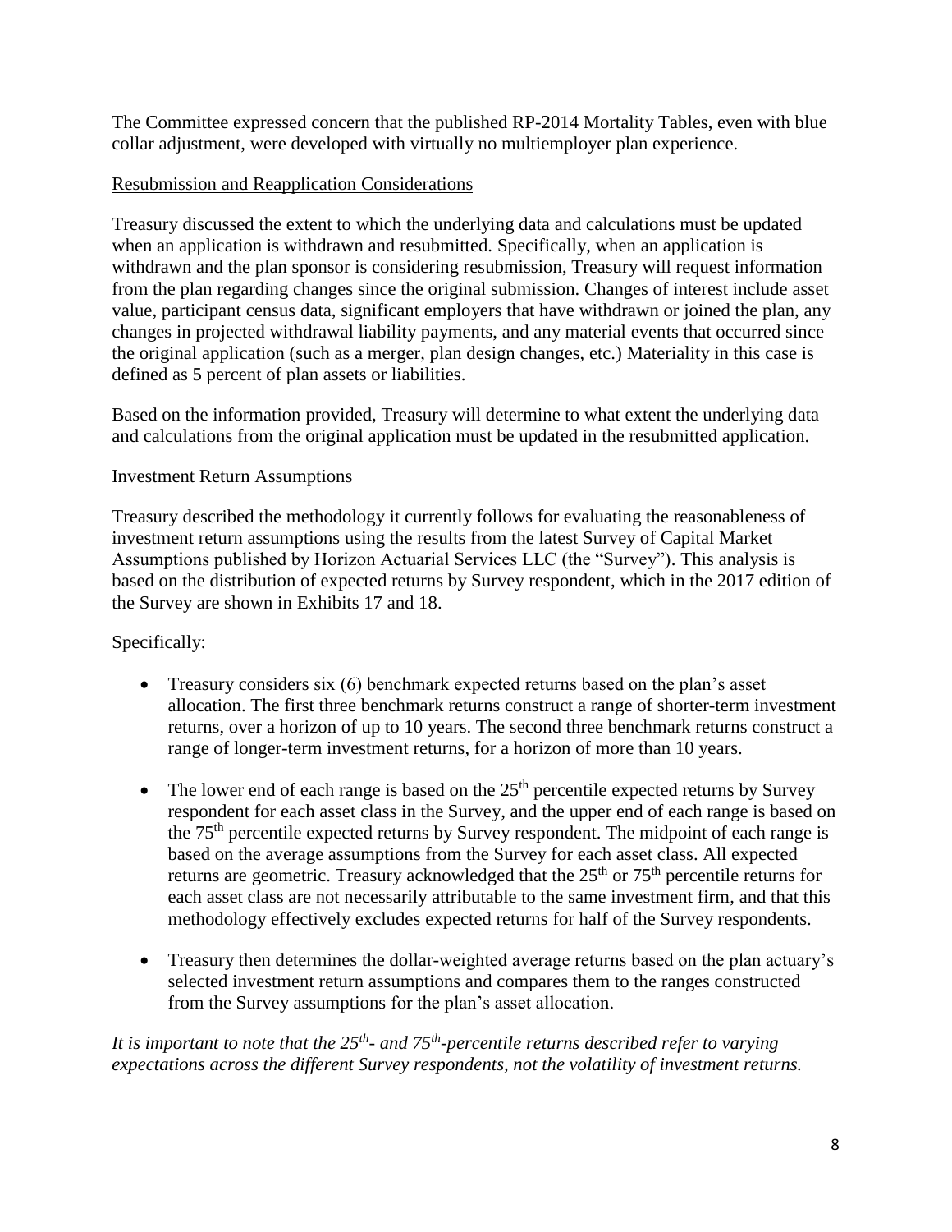The Committee expressed concern that the published RP-2014 Mortality Tables, even with blue collar adjustment, were developed with virtually no multiemployer plan experience.

<u>Resubmission and Reapplication Considerations</u>

Treasury discussed the extent to which the underlying data and calculations must be updated when an application is withdrawn and resubmitted. Specifically, when an application is withdrawn and the plan sponsor is considering resubmission, Treasury will request information from the plan regarding changes since the original submission. Changes of interest include asset value, participant census data, significant employers that have withdrawn or joined the plan, any changes in projected withdrawal liability payments, and any material events that occurred since the original application (such as a merger, plan design changes, etc.) Materiality in this case is defined as 5 percent of plan assets or liabilities.

Based on the information provided, Treasury will determine to what extent the underlying data and calculations from the original application must be updated in the resubmitted application.

<u>Investment Return Assumptions</u>

Treasury described the methodology it currently follows for evaluating the reasonableness of investment return assumptions using the results from the latest Survey of Capital Market Assumptions published by Horizon Actuarial Services LLC (the "Survey"). This analysis is based on the distribution of expected returns by Survey respondent, which in the 2017 edition of the Survey are shown in Exhibits 17 and 18.

Specifically:

- Treasury considers six (6) benchmark expected returns based on the plan's asset allocation. The first three benchmark returns construct a range of shorter-term investment returns, over a horizon of up to 10 years. The second three benchmark returns construct a range of longer-term investment returns, for a horizon of more than 10 years.
- The lower end of each range is based on the 25th percentile expected returns by Survey respondent for each asset class in the Survey, and the upper end of each range is based on the 75th percentile expected returns by Survey respondent. The midpoint of each range is based on the average assumptions from the Survey for each asset class. All expected returns are geometric. Treasury acknowledged that the 25th or 75th percentile returns for each asset class are not necessarily attributable to the same investment firm, and that this methodology effectively excludes expected returns for half of the Survey respondents.
- Treasury then determines the dollar-weighted average returns based on the plan actuary's selected investment return assumptions and compares them to the ranges constructed from the Survey assumptions for the plan's asset allocation.

*It is important to note that the 25th- and 75th-percentile returns described refer to varying expectations across the different Survey respondents, not the volatility of investment returns.*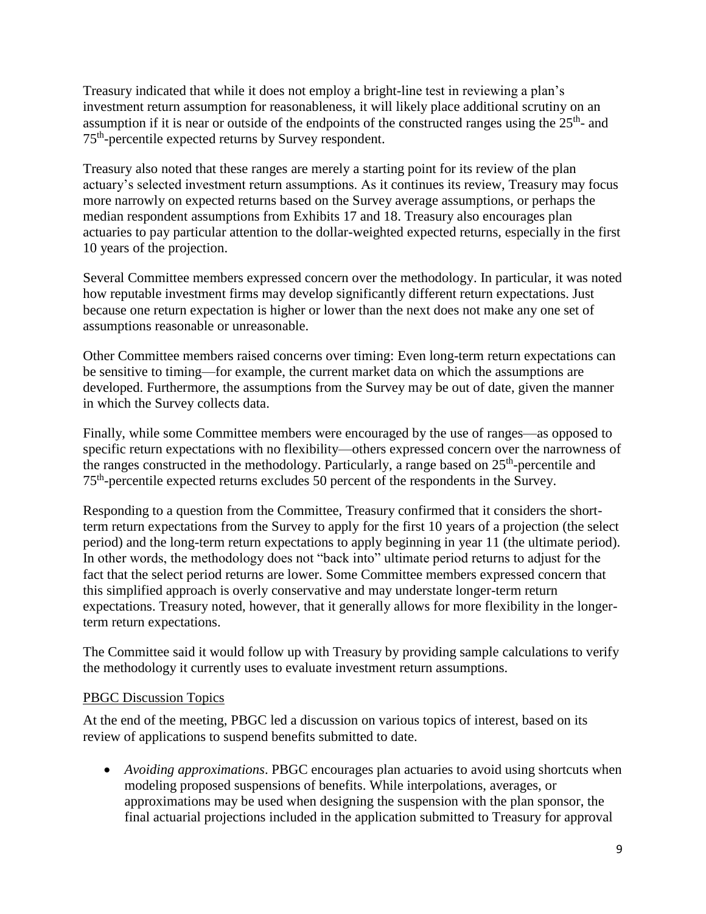Treasury indicated that while it does not employ a bright-line test in reviewing a plan's investment return assumption for reasonableness, it will likely place additional scrutiny on an assumption if it is near or outside of the endpoints of the constructed ranges using the 25th- and 75th-percentile expected returns by Survey respondent.

Treasury also noted that these ranges are merely a starting point for its review of the plan actuary's selected investment return assumptions. As it continues its review, Treasury may focus more narrowly on expected returns based on the Survey average assumptions, or perhaps the median respondent assumptions from Exhibits 17 and 18. Treasury also encourages plan actuaries to pay particular attention to the dollar-weighted expected returns, especially in the first 10 years of the projection.

Several Committee members expressed concern over the methodology. In particular, it was noted how reputable investment firms may develop significantly different return expectations. Just because one return expectation is higher or lower than the next does not make any one set of assumptions reasonable or unreasonable.

Other Committee members raised concerns over timing: Even long-term return expectations can be sensitive to timing—for example, the current market data on which the assumptions are developed. Furthermore, the assumptions from the Survey may be out of date, given the manner in which the Survey collects data.

Finally, while some Committee members were encouraged by the use of ranges—as opposed to specific return expectations with no flexibility—others expressed concern over the narrowness of the ranges constructed in the methodology. Particularly, a range based on 25th-percentile and 75th-percentile expected returns excludes 50 percent of the respondents in the Survey.

Responding to a question from the Committee, Treasury confirmed that it considers the short-term return expectations from the Survey to apply for the first 10 years of a projection (the select period) and the long-term return expectations to apply beginning in year 11 (the ultimate period). In other words, the methodology does not "back into" ultimate period returns to adjust for the fact that the select period returns are lower. Some Committee members expressed concern that this simplified approach is overly conservative and may understate longer-term return expectations. Treasury noted, however, that it generally allows for more flexibility in the longer-term return expectations.

The Committee said it would follow up with Treasury by providing sample calculations to verify the methodology it currently uses to evaluate investment return assumptions.

## PBGC Discussion Topics

At the end of the meeting, PBGC led a discussion on various topics of interest, based on its review of applications to suspend benefits submitted to date.

- *Avoiding approximations*. PBGC encourages plan actuaries to avoid using shortcuts when modeling proposed suspensions of benefits. While interpolations, averages, or approximations may be used when designing the suspension with the plan sponsor, the final actuarial projections included in the application submitted to Treasury for approval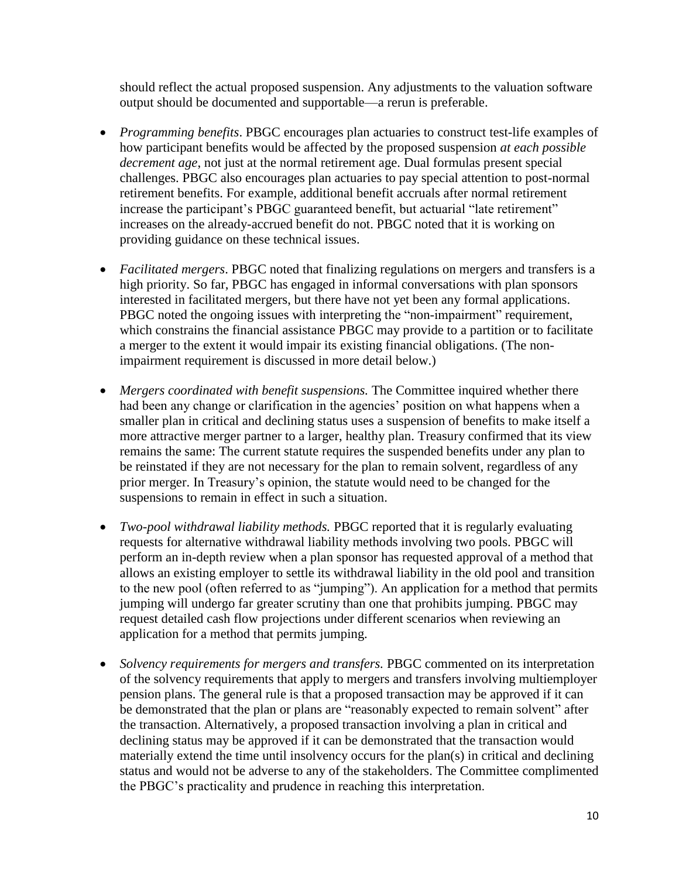should reflect the actual proposed suspension. Any adjustments to the valuation software output should be documented and supportable—a rerun is preferable.

- *Programming benefits*. PBGC encourages plan actuaries to construct test-life examples of how participant benefits would be affected by the proposed suspension *at each possible decrement age*, not just at the normal retirement age. Dual formulas present special challenges. PBGC also encourages plan actuaries to pay special attention to post-normal retirement benefits. For example, additional benefit accruals after normal retirement increase the participant's PBGC guaranteed benefit, but actuarial "late retirement" increases on the already-accrued benefit do not. PBGC noted that it is working on providing guidance on these technical issues.

- *Facilitated mergers*. PBGC noted that finalizing regulations on mergers and transfers is a high priority. So far, PBGC has engaged in informal conversations with plan sponsors interested in facilitated mergers, but there have not yet been any formal applications. PBGC noted the ongoing issues with interpreting the "non-impairment" requirement, which constrains the financial assistance PBGC may provide to a partition or to facilitate a merger to the extent it would impair its existing financial obligations. (The non-impairment requirement is discussed in more detail below.)

- *Mergers coordinated with benefit suspensions.* The Committee inquired whether there had been any change or clarification in the agencies' position on what happens when a smaller plan in critical and declining status uses a suspension of benefits to make itself a more attractive merger partner to a larger, healthy plan. Treasury confirmed that its view remains the same: The current statute requires the suspended benefits under any plan to be reinstated if they are not necessary for the plan to remain solvent, regardless of any prior merger. In Treasury's opinion, the statute would need to be changed for the suspensions to remain in effect in such a situation.

- *Two-pool withdrawal liability methods.* PBGC reported that it is regularly evaluating requests for alternative withdrawal liability methods involving two pools. PBGC will perform an in-depth review when a plan sponsor has requested approval of a method that allows an existing employer to settle its withdrawal liability in the old pool and transition to the new pool (often referred to as "jumping"). An application for a method that permits jumping will undergo far greater scrutiny than one that prohibits jumping. PBGC may request detailed cash flow projections under different scenarios when reviewing an application for a method that permits jumping.

- *Solvency requirements for mergers and transfers.* PBGC commented on its interpretation of the solvency requirements that apply to mergers and transfers involving multiemployer pension plans. The general rule is that a proposed transaction may be approved if it can be demonstrated that the plan or plans are "reasonably expected to remain solvent" after the transaction. Alternatively, a proposed transaction involving a plan in critical and declining status may be approved if it can be demonstrated that the transaction would materially extend the time until insolvency occurs for the plan(s) in critical and declining status and would not be adverse to any of the stakeholders. The Committee complimented the PBGC's practicality and prudence in reaching this interpretation.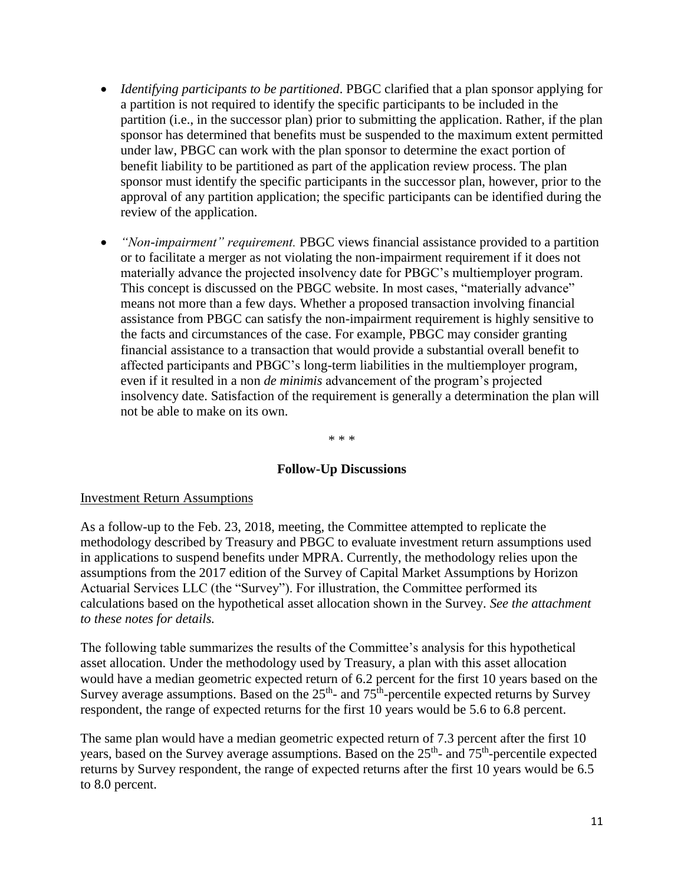- *Identifying participants to be partitioned*. PBGC clarified that a plan sponsor applying for a partition is not required to identify the specific participants to be included in the partition (i.e., in the successor plan) prior to submitting the application. Rather, if the plan sponsor has determined that benefits must be suspended to the maximum extent permitted under law, PBGC can work with the plan sponsor to determine the exact portion of benefit liability to be partitioned as part of the application review process. The plan sponsor must identify the specific participants in the successor plan, however, prior to the approval of any partition application; the specific participants can be identified during the review of the application.

- *"Non-impairment" requirement.* PBGC views financial assistance provided to a partition or to facilitate a merger as not violating the non-impairment requirement if it does not materially advance the projected insolvency date for PBGC's multiemployer program. This concept is discussed on the PBGC website. In most cases, "materially advance" means not more than a few days. Whether a proposed transaction involving financial assistance from PBGC can satisfy the non-impairment requirement is highly sensitive to the facts and circumstances of the case. For example, PBGC may consider granting financial assistance to a transaction that would provide a substantial overall benefit to affected participants and PBGC's long-term liabilities in the multiemployer program, even if it resulted in a non *de minimis* advancement of the program's projected insolvency date. Satisfaction of the requirement is generally a determination the plan will not be able to make on its own.

\* \* \*

### Follow-Up Discussions

<u>Investment Return Assumptions</u>

As a follow-up to the Feb. 23, 2018, meeting, the Committee attempted to replicate the methodology described by Treasury and PBGC to evaluate investment return assumptions used in applications to suspend benefits under MPRA. Currently, the methodology relies upon the assumptions from the 2017 edition of the Survey of Capital Market Assumptions by Horizon Actuarial Services LLC (the "Survey"). For illustration, the Committee performed its calculations based on the hypothetical asset allocation shown in the Survey. *See the attachment to these notes for details.*

The following table summarizes the results of the Committee's analysis for this hypothetical asset allocation. Under the methodology used by Treasury, a plan with this asset allocation would have a median geometric expected return of 6.2 percent for the first 10 years based on the Survey average assumptions. Based on the 25th- and 75th-percentile expected returns by Survey respondent, the range of expected returns for the first 10 years would be 5.6 to 6.8 percent.

The same plan would have a median geometric expected return of 7.3 percent after the first 10 years, based on the Survey average assumptions. Based on the 25th- and 75th-percentile expected returns by Survey respondent, the range of expected returns after the first 10 years would be 6.5 to 8.0 percent.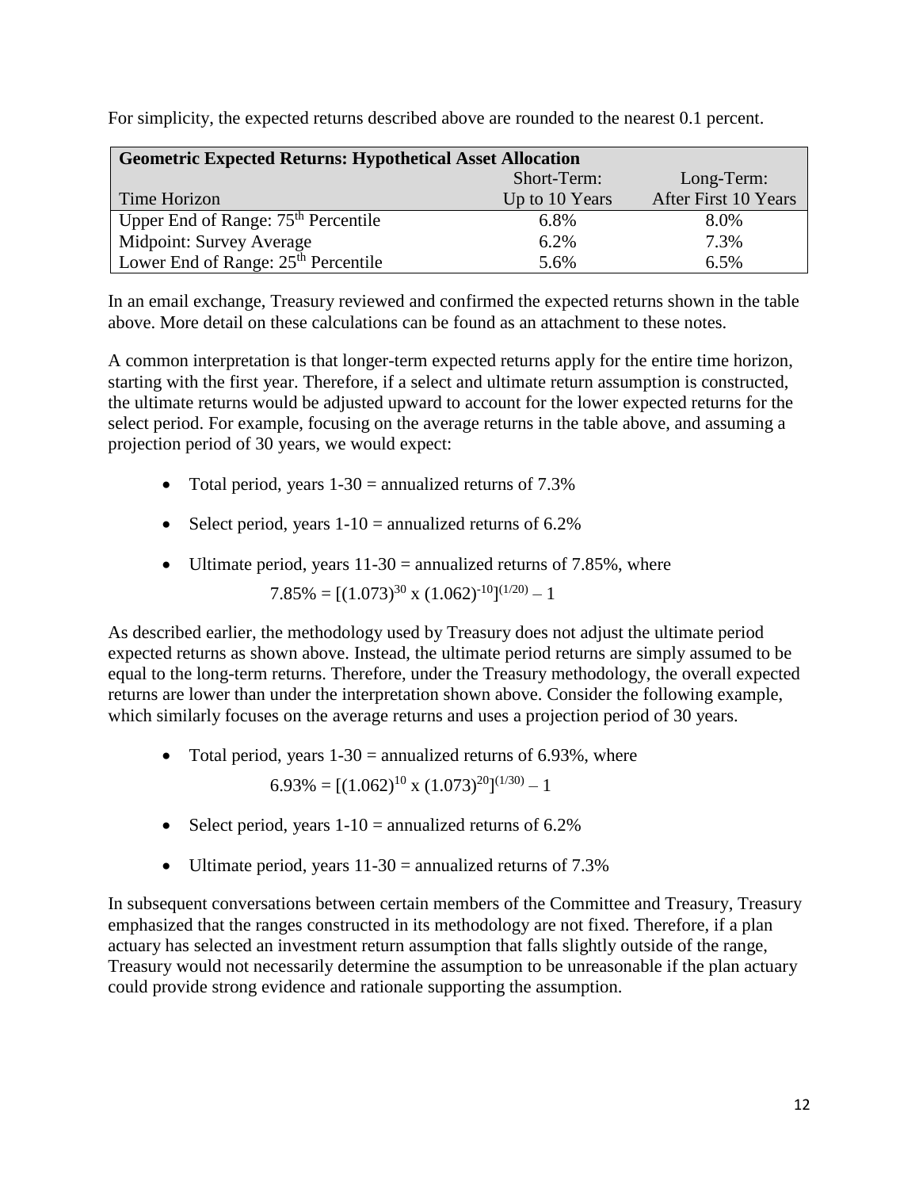For simplicity, the expected returns described above are rounded to the nearest 0.1 percent.

| Geometric Expected Returns: Hypothetical Asset Allocation | | |
|---|---|---|
| Time Horizon | Short-Term: Up to 10 Years | Long-Term: After First 10 Years |
| Upper End of Range: 75th Percentile | 6.8% | 8.0% |
| Midpoint: Survey Average | 6.2% | 7.3% |
| Lower End of Range: 25th Percentile | 5.6% | 6.5% |

In an email exchange, Treasury reviewed and confirmed the expected returns shown in the table above. More detail on these calculations can be found as an attachment to these notes.

A common interpretation is that longer-term expected returns apply for the entire time horizon, starting with the first year. Therefore, if a select and ultimate return assumption is constructed, the ultimate returns would be adjusted upward to account for the lower expected returns for the select period. For example, focusing on the average returns in the table above, and assuming a projection period of 30 years, we would expect:

- Total period, years 1-30 = annualized returns of 7.3%
- Select period, years 1-10 = annualized returns of 6.2%
- Ultimate period, years 11-30 = annualized returns of 7.85%, where

  $7.85\% = [(1.073)^{30} \text{ x } (1.062)^{-10}]^{(1/20)} - 1$

As described earlier, the methodology used by Treasury does not adjust the ultimate period expected returns as shown above. Instead, the ultimate period returns are simply assumed to be equal to the long-term returns. Therefore, under the Treasury methodology, the overall expected returns are lower than under the interpretation shown above. Consider the following example, which similarly focuses on the average returns and uses a projection period of 30 years.

- Total period, years 1-30 = annualized returns of 6.93%, where

  $6.93\% = [(1.062)^{10} \text{ x } (1.073)^{20}]^{(1/30)} - 1$

- Select period, years 1-10 = annualized returns of 6.2%
- Ultimate period, years 11-30 = annualized returns of 7.3%

In subsequent conversations between certain members of the Committee and Treasury, Treasury emphasized that the ranges constructed in its methodology are not fixed. Therefore, if a plan actuary has selected an investment return assumption that falls slightly outside of the range, Treasury would not necessarily determine the assumption to be unreasonable if the plan actuary could provide strong evidence and rationale supporting the assumption.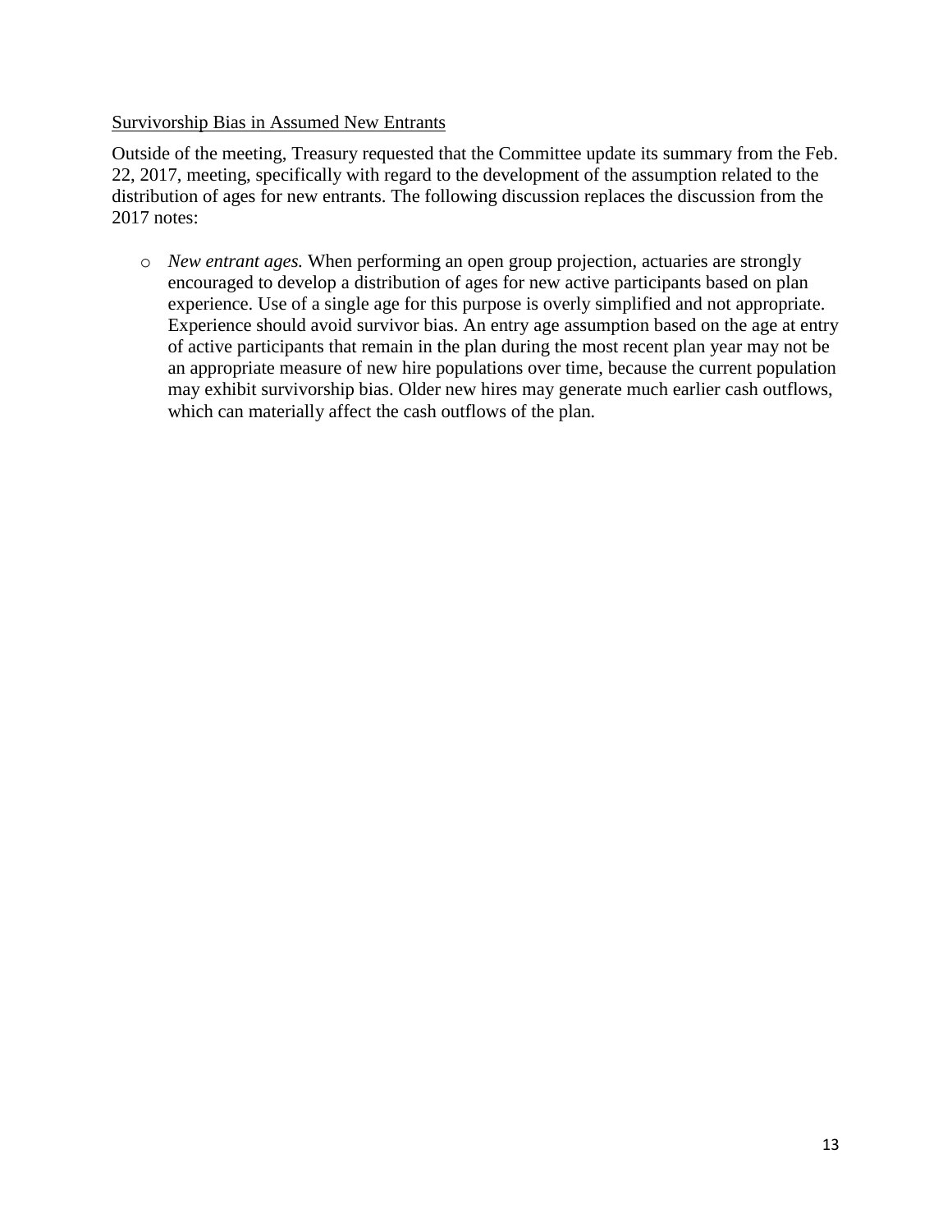Survivorship Bias in Assumed New Entrants

Outside of the meeting, Treasury requested that the Committee update its summary from the Feb. 22, 2017, meeting, specifically with regard to the development of the assumption related to the distribution of ages for new entrants. The following discussion replaces the discussion from the 2017 notes:

- *New entrant ages.* When performing an open group projection, actuaries are strongly encouraged to develop a distribution of ages for new active participants based on plan experience. Use of a single age for this purpose is overly simplified and not appropriate. Experience should avoid survivor bias. An entry age assumption based on the age at entry of active participants that remain in the plan during the most recent plan year may not be an appropriate measure of new hire populations over time, because the current population may exhibit survivorship bias. Older new hires may generate much earlier cash outflows, which can materially affect the cash outflows of the plan.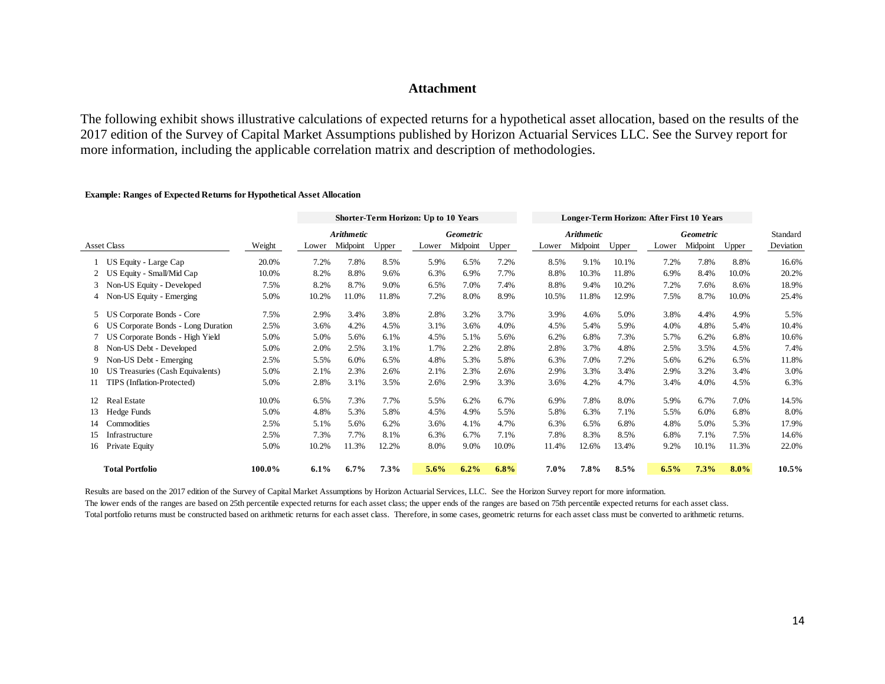## Attachment

The following exhibit shows illustrative calculations of expected returns for a hypothetical asset allocation, based on the results of the 2017 edition of the Survey of Capital Market Assumptions published by Horizon Actuarial Services LLC. See the Survey report for more information, including the applicable correlation matrix and description of methodologies.

**Example: Ranges of Expected Returns for Hypothetical Asset Allocation**

| | | | Shorter-Term Horizon: Up to 10 Years | | | | | | Longer-Term Horizon: After First 10 Years | | | | | | |
|---|---|---|---|---|---|---|---|---|---|---|---|---|---|---|---|
| | | | *Arithmetic* | | | *Geometric* | | | *Arithmetic* | | | *Geometric* | | | Standard |
| | Asset Class | Weight | Lower | Midpoint | Upper | Lower | Midpoint | Upper | Lower | Midpoint | Upper | Lower | Midpoint | Upper | Deviation |
| 1 | US Equity - Large Cap | 20.0% | 7.2% | 7.8% | 8.5% | 5.9% | 6.5% | 7.2% | 8.5% | 9.1% | 10.1% | 7.2% | 7.8% | 8.8% | 16.6% |
| 2 | US Equity - Small/Mid Cap | 10.0% | 8.2% | 8.8% | 9.6% | 6.3% | 6.9% | 7.7% | 8.8% | 10.3% | 11.8% | 6.9% | 8.4% | 10.0% | 20.2% |
| 3 | Non-US Equity - Developed | 7.5% | 8.2% | 8.7% | 9.0% | 6.5% | 7.0% | 7.4% | 8.8% | 9.4% | 10.2% | 7.2% | 7.6% | 8.6% | 18.9% |
| 4 | Non-US Equity - Emerging | 5.0% | 10.2% | 11.0% | 11.8% | 7.2% | 8.0% | 8.9% | 10.5% | 11.8% | 12.9% | 7.5% | 8.7% | 10.0% | 25.4% |
| 5 | US Corporate Bonds - Core | 7.5% | 2.9% | 3.4% | 3.8% | 2.8% | 3.2% | 3.7% | 3.9% | 4.6% | 5.0% | 3.8% | 4.4% | 4.9% | 5.5% |
| 6 | US Corporate Bonds - Long Duration | 2.5% | 3.6% | 4.2% | 4.5% | 3.1% | 3.6% | 4.0% | 4.5% | 5.4% | 5.9% | 4.0% | 4.8% | 5.4% | 10.4% |
| 7 | US Corporate Bonds - High Yield | 5.0% | 5.0% | 5.6% | 6.1% | 4.5% | 5.1% | 5.6% | 6.2% | 6.8% | 7.3% | 5.7% | 6.2% | 6.8% | 10.6% |
| 8 | Non-US Debt - Developed | 5.0% | 2.0% | 2.5% | 3.1% | 1.7% | 2.2% | 2.8% | 2.8% | 3.7% | 4.8% | 2.5% | 3.5% | 4.5% | 7.4% |
| 9 | Non-US Debt - Emerging | 2.5% | 5.5% | 6.0% | 6.5% | 4.8% | 5.3% | 5.8% | 6.3% | 7.0% | 7.2% | 5.6% | 6.2% | 6.5% | 11.8% |
| 10 | US Treasuries (Cash Equivalents) | 5.0% | 2.1% | 2.3% | 2.6% | 2.1% | 2.3% | 2.6% | 2.9% | 3.3% | 3.4% | 2.9% | 3.2% | 3.4% | 3.0% |
| 11 | TIPS (Inflation-Protected) | 5.0% | 2.8% | 3.1% | 3.5% | 2.6% | 2.9% | 3.3% | 3.6% | 4.2% | 4.7% | 3.4% | 4.0% | 4.5% | 6.3% |
| 12 | Real Estate | 10.0% | 6.5% | 7.3% | 7.7% | 5.5% | 6.2% | 6.7% | 6.9% | 7.8% | 8.0% | 5.9% | 6.7% | 7.0% | 14.5% |
| 13 | Hedge Funds | 5.0% | 4.8% | 5.3% | 5.8% | 4.5% | 4.9% | 5.5% | 5.8% | 6.3% | 7.1% | 5.5% | 6.0% | 6.8% | 8.0% |
| 14 | Commodities | 2.5% | 5.1% | 5.6% | 6.2% | 3.6% | 4.1% | 4.7% | 6.3% | 6.5% | 6.8% | 4.8% | 5.0% | 5.3% | 17.9% |
| 15 | Infrastructure | 2.5% | 7.3% | 7.7% | 8.1% | 6.3% | 6.7% | 7.1% | 7.8% | 8.3% | 8.5% | 6.8% | 7.1% | 7.5% | 14.6% |
| 16 | Private Equity | 5.0% | 10.2% | 11.3% | 12.2% | 8.0% | 9.0% | 10.0% | 11.4% | 12.6% | 13.4% | 9.2% | 10.1% | 11.3% | 22.0% |
| | **Total Portfolio** | **100.0%** | **6.1%** | **6.7%** | **7.3%** | **5.6%** | **6.2%** | **6.8%** | **7.0%** | **7.8%** | **8.5%** | **6.5%** | **7.3%** | **8.0%** | **10.5%** |

Results are based on the 2017 edition of the Survey of Capital Market Assumptions by Horizon Actuarial Services, LLC. See the Horizon Survey report for more information.

The lower ends of the ranges are based on 25th percentile expected returns for each asset class; the upper ends of the ranges are based on 75th percentile expected returns for each asset class.

Total portfolio returns must be constructed based on arithmetic returns for each asset class. Therefore, in some cases, geometric returns for each asset class must be converted to arithmetic returns.